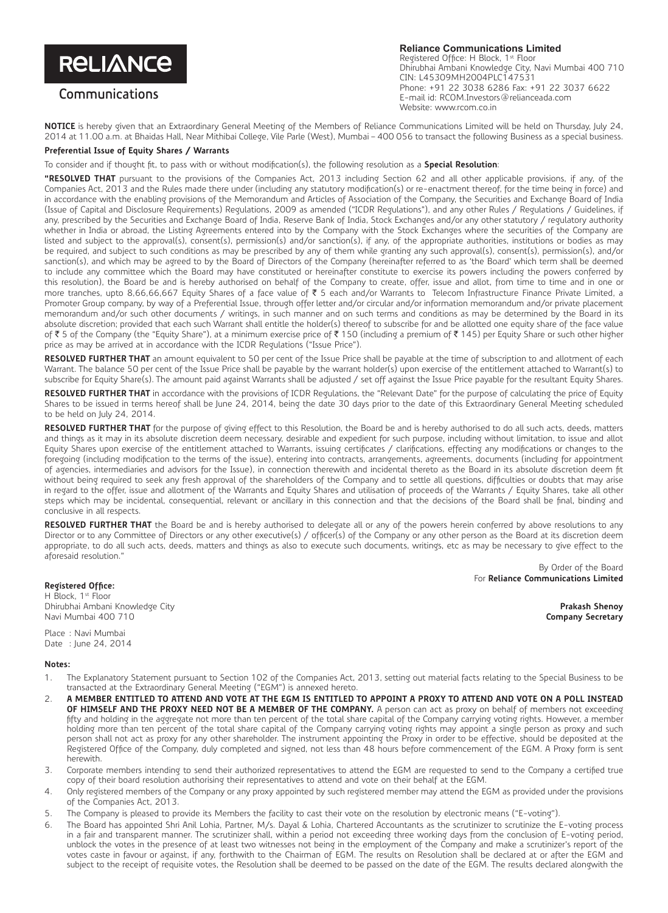**RELIANCE**

**Communications**

**Reliance Communications Limited**
Registered Office: H Block, 1st Floor
Dhirubhai Ambani Knowledge City, Navi Mumbai 400 710
CIN: L45309MH2004PLC147531
Phone: +91 22 3038 6286 Fax: +91 22 3037 6622
E-mail id: RCOM.Investors@relianceada.com
Website: www.rcom.co.in

**NOTICE** is hereby given that an Extraordinary General Meeting of the Members of Reliance Communications Limited will be held on Thursday, July 24, 2014 at 11.00 a.m. at Bhaidas Hall, Near Mithibai College, Vile Parle (West), Mumbai – 400 056 to transact the following Business as a special business.

**Preferential Issue of Equity Shares / Warrants**

To consider and if thought fit, to pass with or without modification(s), the following resolution as a **Special Resolution**:

**"RESOLVED THAT** pursuant to the provisions of the Companies Act, 2013 including Section 62 and all other applicable provisions, if any, of the Companies Act, 2013 and the Rules made there under (including any statutory modification(s) or re-enactment thereof, for the time being in force) and in accordance with the enabling provisions of the Memorandum and Articles of Association of the Company, the Securities and Exchange Board of India (Issue of Capital and Disclosure Requirements) Regulations, 2009 as amended ("ICDR Regulations"), and any other Rules / Regulations / Guidelines, if any, prescribed by the Securities and Exchange Board of India, Reserve Bank of India, Stock Exchanges and/or any other statutory / regulatory authority whether in India or abroad, the Listing Agreements entered into by the Company with the Stock Exchanges where the securities of the Company are listed and subject to the approval(s), consent(s), permission(s) and/or sanction(s), if any, of the appropriate authorities, institutions or bodies as may be required, and subject to such conditions as may be prescribed by any of them while granting any such approval(s), consent(s), permission(s), and/or sanction(s), and which may be agreed to by the Board of Directors of the Company (hereinafter referred to as 'the Board' which term shall be deemed to include any committee which the Board may have constituted or hereinafter constitute to exercise its powers including the powers conferred by this resolution), the Board be and is hereby authorised on behalf of the Company to create, offer, issue and allot, from time to time and in one or more tranches, upto 8,66,66,667 Equity Shares of a face value of ₹ 5 each and/or Warrants to Telecom Infrastructure Finance Private Limited, a Promoter Group company, by way of a Preferential Issue, through offer letter and/or circular and/or information memorandum and/or private placement memorandum and/or such other documents / writings, in such manner and on such terms and conditions as may be determined by the Board in its absolute discretion; provided that each such Warrant shall entitle the holder(s) thereof to subscribe for and be allotted one equity share of the face value of ₹ 5 of the Company (the "Equity Share"), at a minimum exercise price of ₹ 150 (including a premium of ₹ 145) per Equity Share or such other higher price as may be arrived at in accordance with the ICDR Regulations ("Issue Price").

**RESOLVED FURTHER THAT** an amount equivalent to 50 per cent of the Issue Price shall be payable at the time of subscription to and allotment of each Warrant. The balance 50 per cent of the Issue Price shall be payable by the warrant holder(s) upon exercise of the entitlement attached to Warrant(s) to subscribe for Equity Share(s). The amount paid against Warrants shall be adjusted / set off against the Issue Price payable for the resultant Equity Shares.

**RESOLVED FURTHER THAT** in accordance with the provisions of ICDR Regulations, the "Relevant Date" for the purpose of calculating the price of Equity Shares to be issued in terms hereof shall be June 24, 2014, being the date 30 days prior to the date of this Extraordinary General Meeting scheduled to be held on July 24, 2014.

**RESOLVED FURTHER THAT** for the purpose of giving effect to this Resolution, the Board be and is hereby authorised to do all such acts, deeds, matters and things as it may in its absolute discretion deem necessary, desirable and expedient for such purpose, including without limitation, to issue and allot Equity Shares upon exercise of the entitlement attached to Warrants, issuing certificates / clarifications, effecting any modifications or changes to the foregoing (including modification to the terms of the issue), entering into contracts, arrangements, agreements, documents (including for appointment of agencies, intermediaries and advisors for the Issue), in connection therewith and incidental thereto as the Board in its absolute discretion deem fit without being required to seek any fresh approval of the shareholders of the Company and to settle all questions, difficulties or doubts that may arise in regard to the offer, issue and allotment of the Warrants and Equity Shares and utilisation of proceeds of the Warrants / Equity Shares, take all other steps which may be incidental, consequential, relevant or ancillary in this connection and that the decisions of the Board shall be final, binding and conclusive in all respects.

**RESOLVED FURTHER THAT** the Board be and is hereby authorised to delegate all or any of the powers herein conferred by above resolutions to any Director or to any Committee of Directors or any other executive(s) / officer(s) of the Company or any other person as the Board at its discretion deem appropriate, to do all such acts, deeds, matters and things as also to execute such documents, writings, etc as may be necessary to give effect to the aforesaid resolution."

By Order of the Board
For **Reliance Communications Limited**

**Registered Office:**
H Block, 1st Floor
Dhirubhai Ambani Knowledge City
Navi Mumbai 400 710

**Prakash Shenoy**
**Company Secretary**

Place : Navi Mumbai
Date : June 24, 2014

**Notes:**

1. The Explanatory Statement pursuant to Section 102 of the Companies Act, 2013, setting out material facts relating to the Special Business to be transacted at the Extraordinary General Meeting ("EGM") is annexed hereto.
2. **A MEMBER ENTITLED TO ATTEND AND VOTE AT THE EGM IS ENTITLED TO APPOINT A PROXY TO ATTEND AND VOTE ON A POLL INSTEAD OF HIMSELF AND THE PROXY NEED NOT BE A MEMBER OF THE COMPANY.** A person can act as proxy on behalf of members not exceeding fifty and holding in the aggregate not more than ten percent of the total share capital of the Company carrying voting rights. However, a member holding more than ten percent of the total share capital of the Company carrying voting rights may appoint a single person as proxy and such person shall not act as proxy for any other shareholder. The instrument appointing the Proxy in order to be effective, should be deposited at the Registered Office of the Company, duly completed and signed, not less than 48 hours before commencement of the EGM. A Proxy form is sent herewith.
3. Corporate members intending to send their authorized representatives to attend the EGM are requested to send to the Company a certified true copy of their board resolution authorising their representatives to attend and vote on their behalf at the EGM.
4. Only registered members of the Company or any proxy appointed by such registered member may attend the EGM as provided under the provisions of the Companies Act, 2013.
5. The Company is pleased to provide its Members the facility to cast their vote on the resolution by electronic means ("E-voting").
6. The Board has appointed Shri Anil Lohia, Partner, M/s. Dayal & Lohia, Chartered Accountants as the scrutinizer to scrutinize the E-voting process in a fair and transparent manner. The scrutinizer shall, within a period not exceeding three working days from the conclusion of E-voting period, unblock the votes in the presence of at least two witnesses not being in the employment of the Company and make a scrutinizer's report of the votes caste in favour or against, if any, forthwith to the Chairman of EGM. The results on Resolution shall be declared at or after the EGM and subject to the receipt of requisite votes, the Resolution shall be deemed to be passed on the date of the EGM. The results declared alongwith the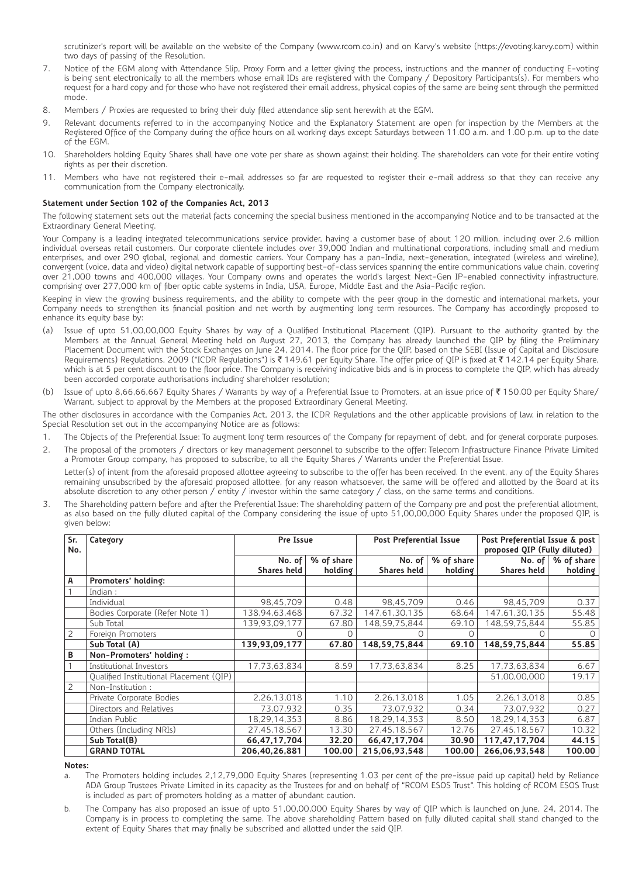scrutinizer's report will be available on the website of the Company (www.rcom.co.in) and on Karvy's website (https://evoting.karvy.com) within two days of passing of the Resolution.

7. Notice of the EGM along with Attendance Slip, Proxy Form and a letter giving the process, instructions and the manner of conducting E-voting is being sent electronically to all the members whose email IDs are registered with the Company / Depository Participants(s). For members who request for a hard copy and for those who have not registered their email address, physical copies of the same are being sent through the permitted mode.
8. Members / Proxies are requested to bring their duly filled attendance slip sent herewith at the EGM.
9. Relevant documents referred to in the accompanying Notice and the Explanatory Statement are open for inspection by the Members at the Registered Office of the Company during the office hours on all working days except Saturdays between 11.00 a.m. and 1.00 p.m. up to the date of the EGM.
10. Shareholders holding Equity Shares shall have one vote per share as shown against their holding. The shareholders can vote for their entire voting rights as per their discretion.
11. Members who have not registered their e-mail addresses so far are requested to register their e-mail address so that they can receive any communication from the Company electronically.

**Statement under Section 102 of the Companies Act, 2013**

The following statement sets out the material facts concerning the special business mentioned in the accompanying Notice and to be transacted at the Extraordinary General Meeting.

Your Company is a leading integrated telecommunications service provider, having a customer base of about 120 million, including over 2.6 million individual overseas retail customers. Our corporate clientele includes over 39,000 Indian and multinational corporations, including small and medium enterprises, and over 290 global, regional and domestic carriers. Your Company has a pan-India, next-generation, integrated (wireless and wireline), convergent (voice, data and video) digital network capable of supporting best-of-class services spanning the entire communications value chain, covering over 21,000 towns and 400,000 villages. Your Company owns and operates the world's largest Next-Gen IP-enabled connectivity infrastructure, comprising over 277,000 km of fiber optic cable systems in India, USA, Europe, Middle East and the Asia-Pacific region.

Keeping in view the growing business requirements, and the ability to compete with the peer group in the domestic and international markets, your Company needs to strengthen its financial position and net worth by augmenting long term resources. The Company has accordingly proposed to enhance its equity base by:

(a) Issue of upto 51,00,00,000 Equity Shares by way of a Qualified Institutional Placement (QIP). Pursuant to the authority granted by the Members at the Annual General Meeting held on August 27, 2013, the Company has already launched the QIP by filing the Preliminary Placement Document with the Stock Exchanges on June 24, 2014. The floor price for the QIP, based on the SEBI (Issue of Capital and Disclosure Requirements) Regulations, 2009 ("ICDR Regulations") is ₹ 149.61 per Equity Share. The offer price of QIP is fixed at ₹ 142.14 per Equity Share, which is at 5 per cent discount to the floor price. The Company is receiving indicative bids and is in process to complete the QIP, which has already been accorded corporate authorisations including shareholder resolution;

(b) Issue of upto 8,66,66,667 Equity Shares / Warrants by way of a Preferential Issue to Promoters, at an issue price of ₹ 150.00 per Equity Share/ Warrant, subject to approval by the Members at the proposed Extraordinary General Meeting.

The other disclosures in accordance with the Companies Act, 2013, the ICDR Regulations and the other applicable provisions of law, in relation to the Special Resolution set out in the accompanying Notice are as follows:

1. The Objects of the Preferential Issue: To augment long term resources of the Company for repayment of debt, and for general corporate purposes.
2. The proposal of the promoters / directors or key management personnel to subscribe to the offer: Telecom Infrastructure Finance Private Limited a Promoter Group company, has proposed to subscribe, to all the Equity Shares / Warrants under the Preferential Issue.

   Letter(s) of intent from the aforesaid proposed allottee agreeing to subscribe to the offer has been received. In the event, any of the Equity Shares remaining unsubscribed by the aforesaid proposed allottee, for any reason whatsoever, the same will be offered and allotted by the Board at its absolute discretion to any other person / entity / investor within the same category / class, on the same terms and conditions.
3. The Shareholding pattern before and after the Preferential Issue: The shareholding pattern of the Company pre and post the preferential allotment, as also based on the fully diluted capital of the Company considering the issue of upto 51,00,00,000 Equity Shares under the proposed QIP, is given below:

| Sr. No. | Category | Pre Issue | | Post Preferential Issue | | Post Preferential Issue & post proposed QIP (Fully diluted) | |
|---|---|---|---|---|---|---|---|
| | | No. of Shares held | % of share holding | No. of Shares held | % of share holding | No. of Shares held | % of share holding |
| **A** | **Promoters' holding:** | | | | | | |
| 1 | Indian : | | | | | | |
| | Individual | 98,45,709 | 0.48 | 98,45,709 | 0.46 | 98,45,709 | 0.37 |
| | Bodies Corporate (Refer Note 1) | 138,94,63,468 | 67.32 | 147,61,30,135 | 68.64 | 147,61,30,135 | 55.48 |
| | Sub Total | 139,93,09,177 | 67.80 | 148,59,75,844 | 69.10 | 148,59,75,844 | 55.85 |
| 2 | Foreign Promoters | 0 | 0 | 0 | 0 | 0 | 0 |
| | **Sub Total (A)** | **139,93,09,177** | **67.80** | **148,59,75,844** | **69.10** | **148,59,75,844** | **55.85** |
| **B** | **Non-Promoters' holding :** | | | | | | |
| 1 | Institutional Investors | 17,73,63,834 | 8.59 | 17,73,63,834 | 8.25 | 17,73,63,834 | 6.67 |
| | Qualified Institutional Placement (QIP) | | | | | 51,00,00,000 | 19.17 |
| 2 | Non-Institution : | | | | | | |
| | Private Corporate Bodies | 2,26,13,018 | 1.10 | 2,26,13,018 | 1.05 | 2,26,13,018 | 0.85 |
| | Directors and Relatives | 73,07,932 | 0.35 | 73,07,932 | 0.34 | 73,07,932 | 0.27 |
| | Indian Public | 18,29,14,353 | 8.86 | 18,29,14,353 | 8.50 | 18,29,14,353 | 6.87 |
| | Others (Including NRIs) | 27,45,18,567 | 13.30 | 27,45,18,567 | 12.76 | 27,45,18,567 | 10.32 |
| | **Sub Total(B)** | **66,47,17,704** | **32.20** | **66,47,17,704** | **30.90** | **117,47,17,704** | **44.15** |
| | **GRAND TOTAL** | **206,40,26,881** | **100.00** | **215,06,93,548** | **100.00** | **266,06,93,548** | **100.00** |

**Notes:**

a. The Promoters holding includes 2,12,79,000 Equity Shares (representing 1.03 per cent of the pre-issue paid up capital) held by Reliance ADA Group Trustees Private Limited in its capacity as the Trustees for and on behalf of "RCOM ESOS Trust". This holding of RCOM ESOS Trust is included as part of promoters holding as a matter of abundant caution.

b. The Company has also proposed an issue of upto 51,00,00,000 Equity Shares by way of QIP which is launched on June, 24, 2014. The Company is in process to completing the same. The above shareholding Pattern based on fully diluted capital shall stand changed to the extent of Equity Shares that may finally be subscribed and allotted under the said QIP.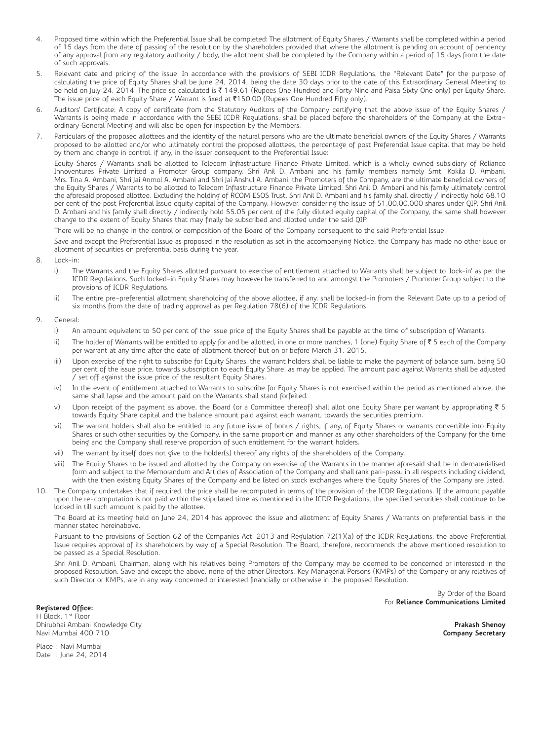4. Proposed time within which the Preferential Issue shall be completed: The allotment of Equity Shares / Warrants shall be completed within a period of 15 days from the date of passing of the resolution by the shareholders provided that where the allotment is pending on account of pendency of any approval from any regulatory authority / body, the allotment shall be completed by the Company within a period of 15 days from the date of such approvals.

5. Relevant date and pricing of the issue: In accordance with the provisions of SEBI ICDR Regulations, the "Relevant Date" for the purpose of calculating the price of Equity Shares shall be June 24, 2014, being the date 30 days prior to the date of this Extraordinary General Meeting to be held on July 24, 2014. The price so calculated is ₹ 149.61 (Rupees One Hundred and Forty Nine and Paisa Sixty One only) per Equity Share. The issue price of each Equity Share / Warrant is fixed at ₹150.00 (Rupees One Hundred Fifty only).

6. Auditors' Certificate: A copy of certificate from the Statutory Auditors of the Company certifying that the above issue of the Equity Shares / Warrants is being made in accordance with the SEBI ICDR Regulations, shall be placed before the shareholders of the Company at the Extra-ordinary General Meeting and will also be open for inspection by the Members.

7. Particulars of the proposed allottees and the identity of the natural persons who are the ultimate beneficial owners of the Equity Shares / Warrants proposed to be allotted and/or who ultimately control the proposed allottees, the percentage of post Preferential Issue capital that may be held by them and change in control, if any, in the issuer consequent to the Preferential Issue:

   Equity Shares / Warrants shall be allotted to Telecom Infrastructure Finance Private Limited, which is a wholly owned subsidiary of Reliance Innoventures Private Limited a Promoter Group company. Shri Anil D. Ambani and his family members namely Smt. Kokila D. Ambani, Mrs. Tina A. Ambani, Shri Jai Anmol A. Ambani and Shri Jai Anshul A. Ambani, the Promoters of the Company, are the ultimate beneficial owners of the Equity Shares / Warrants to be allotted to Telecom Infrastructure Finance Private Limited. Shri Anil D. Ambani and his family ultimately control the aforesaid proposed allottee. Excluding the holding of RCOM ESOS Trust, Shri Anil D. Ambani and his family shall directly / indirectly hold 68.10 per cent of the post Preferential Issue equity capital of the Company. However, considering the issue of 51,00,00,000 shares under QIP, Shri Anil D. Ambani and his family shall directly / indirectly hold 55.05 per cent of the fully diluted equity capital of the Company, the same shall however change to the extent of Equity Shares that may finally be subscribed and allotted under the said QIP.

   There will be no change in the control or composition of the Board of the Company consequent to the said Preferential Issue.

   Save and except the Preferential Issue as proposed in the resolution as set in the accompanying Notice, the Company has made no other issue or allotment of securities on preferential basis during the year.

8. Lock-in:

   i) The Warrants and the Equity Shares allotted pursuant to exercise of entitlement attached to Warrants shall be subject to 'lock-in' as per the ICDR Regulations. Such locked-in Equity Shares may however be transferred to and amongst the Promoters / Promoter Group subject to the provisions of ICDR Regulations.

   ii) The entire pre-preferential allotment shareholding of the above allottee, if any, shall be locked-in from the Relevant Date up to a period of six months from the date of trading approval as per Regulation 78(6) of the ICDR Regulations.

9. General:

   i) An amount equivalent to 50 per cent of the issue price of the Equity Shares shall be payable at the time of subscription of Warrants.

   ii) The holder of Warrants will be entitled to apply for and be allotted, in one or more tranches, 1 (one) Equity Share of ₹ 5 each of the Company per warrant at any time after the date of allotment thereof but on or before March 31, 2015.

   iii) Upon exercise of the right to subscribe for Equity Shares, the warrant holders shall be liable to make the payment of balance sum, being 50 per cent of the issue price, towards subscription to each Equity Share, as may be applied. The amount paid against Warrants shall be adjusted / set off against the issue price of the resultant Equity Shares.

   iv) In the event of entitlement attached to Warrants to subscribe for Equity Shares is not exercised within the period as mentioned above, the same shall lapse and the amount paid on the Warrants shall stand forfeited.

   v) Upon receipt of the payment as above, the Board (or a Committee thereof) shall allot one Equity Share per warrant by appropriating ₹ 5 towards Equity Share capital and the balance amount paid against each warrant, towards the securities premium.

   vi) The warrant holders shall also be entitled to any future issue of bonus / rights, if any, of Equity Shares or warrants convertible into Equity Shares or such other securities by the Company, in the same proportion and manner as any other shareholders of the Company for the time being and the Company shall reserve proportion of such entitlement for the warrant holders.

   vii) The warrant by itself does not give to the holder(s) thereof any rights of the shareholders of the Company.

   viii) The Equity Shares to be issued and allotted by the Company on exercise of the Warrants in the manner aforesaid shall be in dematerialised form and subject to the Memorandum and Articles of Association of the Company and shall rank pari-passu in all respects including dividend, with the then existing Equity Shares of the Company and be listed on stock exchanges where the Equity Shares of the Company are listed.

10. The Company undertakes that if required, the price shall be recomputed in terms of the provision of the ICDR Regulations. If the amount payable upon the re-computation is not paid within the stipulated time as mentioned in the ICDR Regulations, the specified securities shall continue to be locked in till such amount is paid by the allottee.

    The Board at its meeting held on June 24, 2014 has approved the issue and allotment of Equity Shares / Warrants on preferential basis in the manner stated hereinabove.

    Pursuant to the provisions of Section 62 of the Companies Act, 2013 and Regulation 72(1)(a) of the ICDR Regulations, the above Preferential Issue requires approval of its shareholders by way of a Special Resolution. The Board, therefore, recommends the above mentioned resolution to be passed as a Special Resolution.

    Shri Anil D. Ambani, Chairman, along with his relatives being Promoters of the Company may be deemed to be concerned or interested in the proposed Resolution. Save and except the above, none of the other Directors, Key Managerial Persons (KMPs) of the Company or any relatives of such Director or KMPs, are in any way concerned or interested financially or otherwise in the proposed Resolution.

By Order of the Board
For **Reliance Communications Limited**

**Prakash Shenoy**
**Company Secretary**

**Registered Office:**
H Block, 1st Floor
Dhirubhai Ambani Knowledge City
Navi Mumbai 400 710

Place : Navi Mumbai
Date : June 24, 2014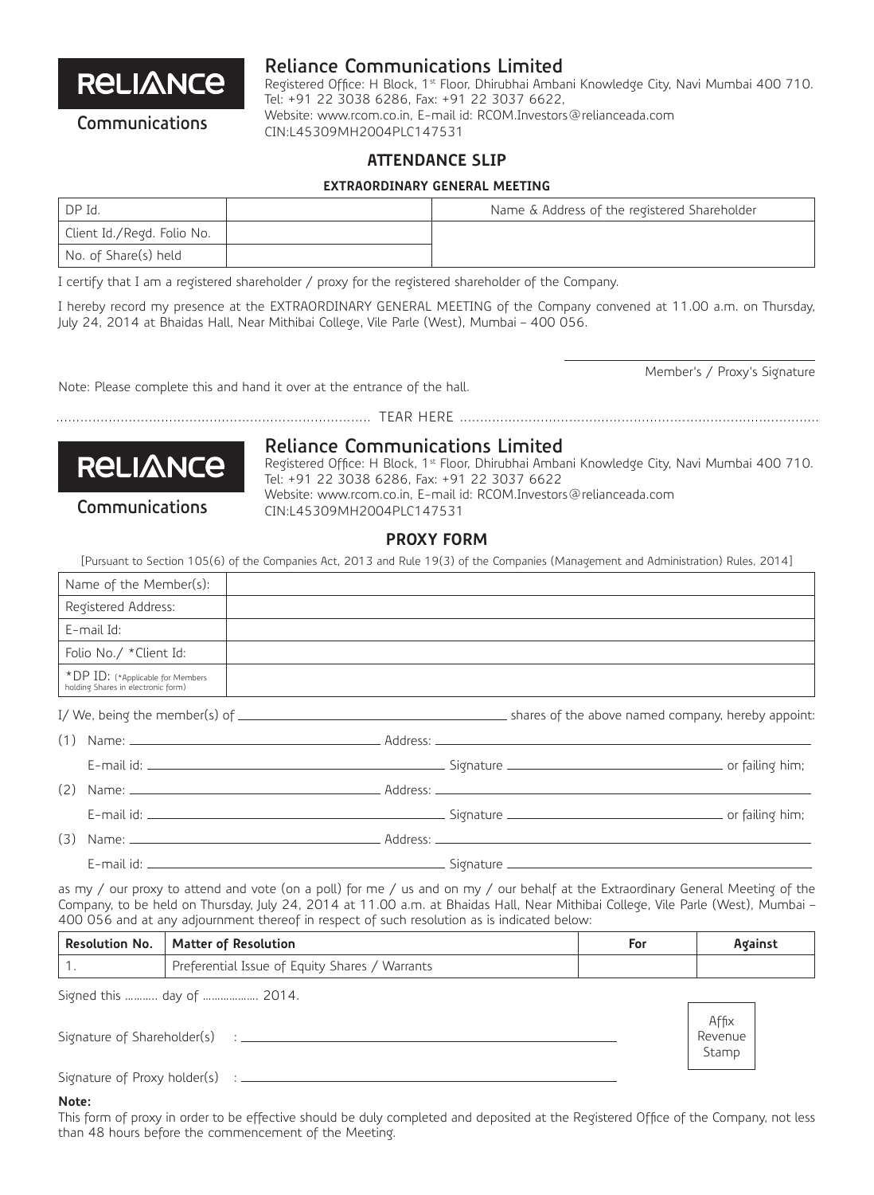**RELIANCE**

**Communications**

# Reliance Communications Limited

Registered Office: H Block, 1st Floor, Dhirubhai Ambani Knowledge City, Navi Mumbai 400 710.
Tel: +91 22 3038 6286, Fax: +91 22 3037 6622,
Website: www.rcom.co.in, E-mail id: RCOM.Investors@relianceada.com
CIN:L45309MH2004PLC147531

## ATTENDANCE SLIP

### EXTRAORDINARY GENERAL MEETING

| | | |
|---|---|---|
| DP Id. | | Name & Address of the registered Shareholder |
| Client Id./Regd. Folio No. | | |
| No. of Share(s) held | | |

I certify that I am a registered shareholder / proxy for the registered shareholder of the Company.

I hereby record my presence at the EXTRAORDINARY GENERAL MEETING of the Company convened at 11.00 a.m. on Thursday, July 24, 2014 at Bhaidas Hall, Near Mithibai College, Vile Parle (West), Mumbai – 400 056.

Member's / Proxy's Signature

Note: Please complete this and hand it over at the entrance of the hall.

TEAR HERE

**RELIANCE**

**Communications**

# Reliance Communications Limited

Registered Office: H Block, 1st Floor, Dhirubhai Ambani Knowledge City, Navi Mumbai 400 710.
Tel: +91 22 3038 6286, Fax: +91 22 3037 6622
Website: www.rcom.co.in, E-mail id: RCOM.Investors@relianceada.com
CIN:L45309MH2004PLC147531

## PROXY FORM

[Pursuant to Section 105(6) of the Companies Act, 2013 and Rule 19(3) of the Companies (Management and Administration) Rules, 2014]

| | |
|---|---|
| Name of the Member(s): | |
| Registered Address: | |
| E-mail Id: | |
| Folio No./ *Client Id: | |
| *DP ID: (*Applicable for Members holding Shares in electronic form) | |

I/ We, being the member(s) of ______________ shares of the above named company, hereby appoint:

(1) Name: ______________ Address: ______________

E-mail id: ______________ Signature ______________ or failing him;

(2) Name: ______________ Address: ______________

E-mail id: ______________ Signature ______________ or failing him;

(3) Name: ______________ Address: ______________

E-mail id: ______________ Signature ______________

as my / our proxy to attend and vote (on a poll) for me / us and on my / our behalf at the Extraordinary General Meeting of the Company, to be held on Thursday, July 24, 2014 at 11.00 a.m. at Bhaidas Hall, Near Mithibai College, Vile Parle (West), Mumbai – 400 056 and at any adjournment thereof in respect of such resolution as is indicated below:

| Resolution No. | Matter of Resolution | For | Against |
|---|---|---|---|
| 1. | Preferential Issue of Equity Shares / Warrants | | |

Signed this ……….. day of ………………. 2014.

Signature of Shareholder(s) : ______________

Affix Revenue Stamp

Signature of Proxy holder(s) : ______________

**Note:**

This form of proxy in order to be effective should be duly completed and deposited at the Registered Office of the Company, not less than 48 hours before the commencement of the Meeting.